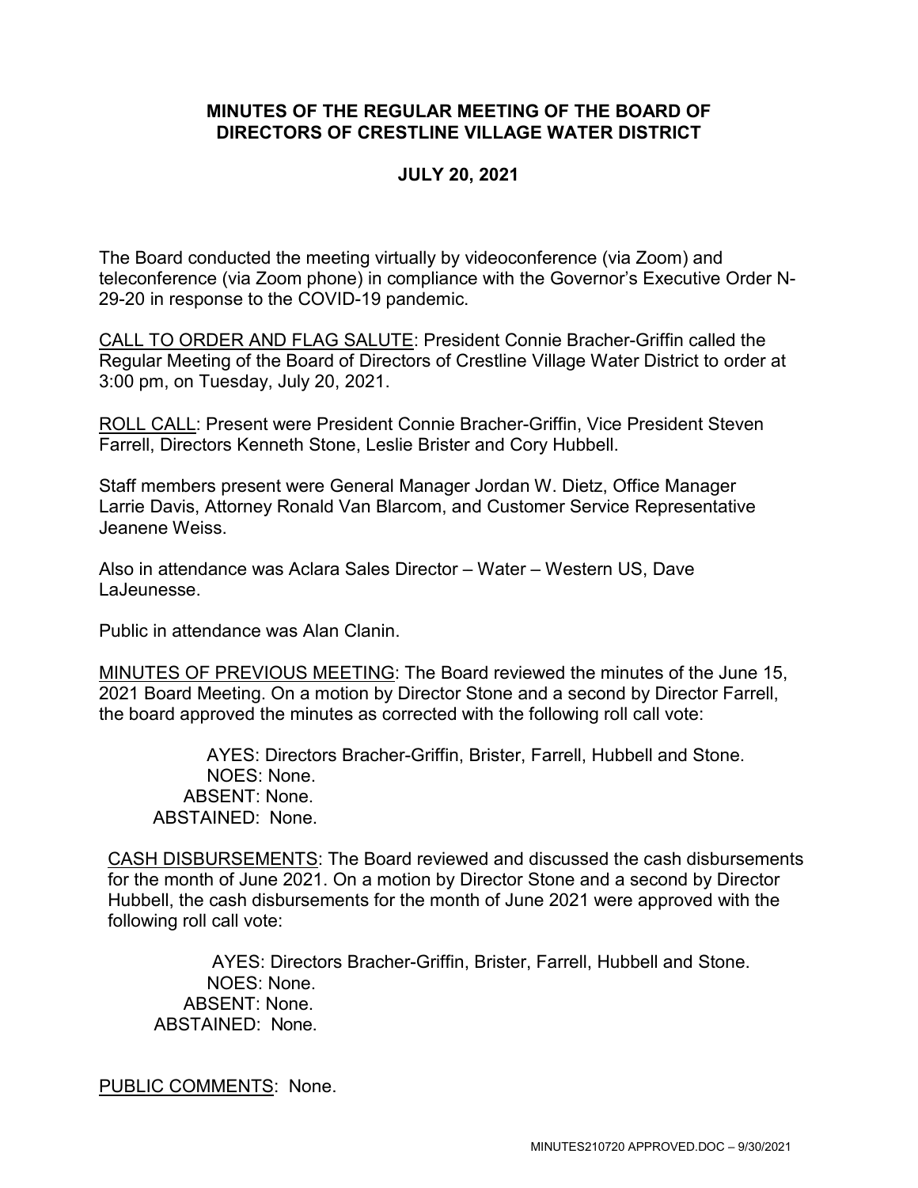# MINUTES OF THE REGULAR MEETING OF THE BOARD OF DIRECTORS OF CRESTLINE VILLAGE WATER DISTRICT

## JULY 20, 2021

The Board conducted the meeting virtually by videoconference (via Zoom) and teleconference (via Zoom phone) in compliance with the Governor's Executive Order N-29-20 in response to the COVID-19 pandemic.

CALL TO ORDER AND FLAG SALUTE: President Connie Bracher-Griffin called the Regular Meeting of the Board of Directors of Crestline Village Water District to order at 3:00 pm, on Tuesday, July 20, 2021.

ROLL CALL: Present were President Connie Bracher-Griffin, Vice President Steven Farrell, Directors Kenneth Stone, Leslie Brister and Cory Hubbell.

Staff members present were General Manager Jordan W. Dietz, Office Manager Larrie Davis, Attorney Ronald Van Blarcom, and Customer Service Representative Jeanene Weiss.

Also in attendance was Aclara Sales Director – Water – Western US, Dave LaJeunesse.

Public in attendance was Alan Clanin.

MINUTES OF PREVIOUS MEETING: The Board reviewed the minutes of the June 15, 2021 Board Meeting. On a motion by Director Stone and a second by Director Farrell, the board approved the minutes as corrected with the following roll call vote:

AYES: Directors Bracher-Griffin, Brister, Farrell, Hubbell and Stone.
NOES: None.
ABSENT: None.
ABSTAINED: None.

CASH DISBURSEMENTS: The Board reviewed and discussed the cash disbursements for the month of June 2021. On a motion by Director Stone and a second by Director Hubbell, the cash disbursements for the month of June 2021 were approved with the following roll call vote:

AYES: Directors Bracher-Griffin, Brister, Farrell, Hubbell and Stone.
NOES: None.
ABSENT: None.
ABSTAINED: None.

PUBLIC COMMENTS: None.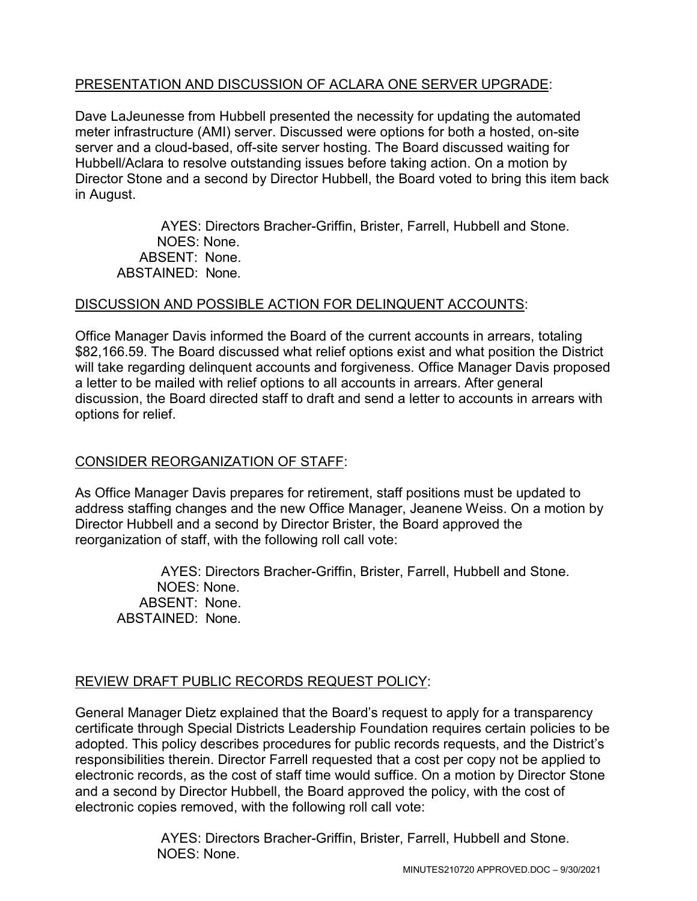PRESENTATION AND DISCUSSION OF ACLARA ONE SERVER UPGRADE:

Dave LaJeunesse from Hubbell presented the necessity for updating the automated meter infrastructure (AMI) server. Discussed were options for both a hosted, on-site server and a cloud-based, off-site server hosting. The Board discussed waiting for Hubbell/Aclara to resolve outstanding issues before taking action. On a motion by Director Stone and a second by Director Hubbell, the Board voted to bring this item back in August.

AYES: Directors Bracher-Griffin, Brister, Farrell, Hubbell and Stone.
NOES: None.
ABSENT: None.
ABSTAINED: None.

DISCUSSION AND POSSIBLE ACTION FOR DELINQUENT ACCOUNTS:

Office Manager Davis informed the Board of the current accounts in arrears, totaling $82,166.59. The Board discussed what relief options exist and what position the District will take regarding delinquent accounts and forgiveness. Office Manager Davis proposed a letter to be mailed with relief options to all accounts in arrears. After general discussion, the Board directed staff to draft and send a letter to accounts in arrears with options for relief.

CONSIDER REORGANIZATION OF STAFF:

As Office Manager Davis prepares for retirement, staff positions must be updated to address staffing changes and the new Office Manager, Jeanene Weiss. On a motion by Director Hubbell and a second by Director Brister, the Board approved the reorganization of staff, with the following roll call vote:

AYES: Directors Bracher-Griffin, Brister, Farrell, Hubbell and Stone.
NOES: None.
ABSENT: None.
ABSTAINED: None.

REVIEW DRAFT PUBLIC RECORDS REQUEST POLICY:

General Manager Dietz explained that the Board's request to apply for a transparency certificate through Special Districts Leadership Foundation requires certain policies to be adopted. This policy describes procedures for public records requests, and the District's responsibilities therein. Director Farrell requested that a cost per copy not be applied to electronic records, as the cost of staff time would suffice. On a motion by Director Stone and a second by Director Hubbell, the Board approved the policy, with the cost of electronic copies removed, with the following roll call vote:

AYES: Directors Bracher-Griffin, Brister, Farrell, Hubbell and Stone.
NOES: None.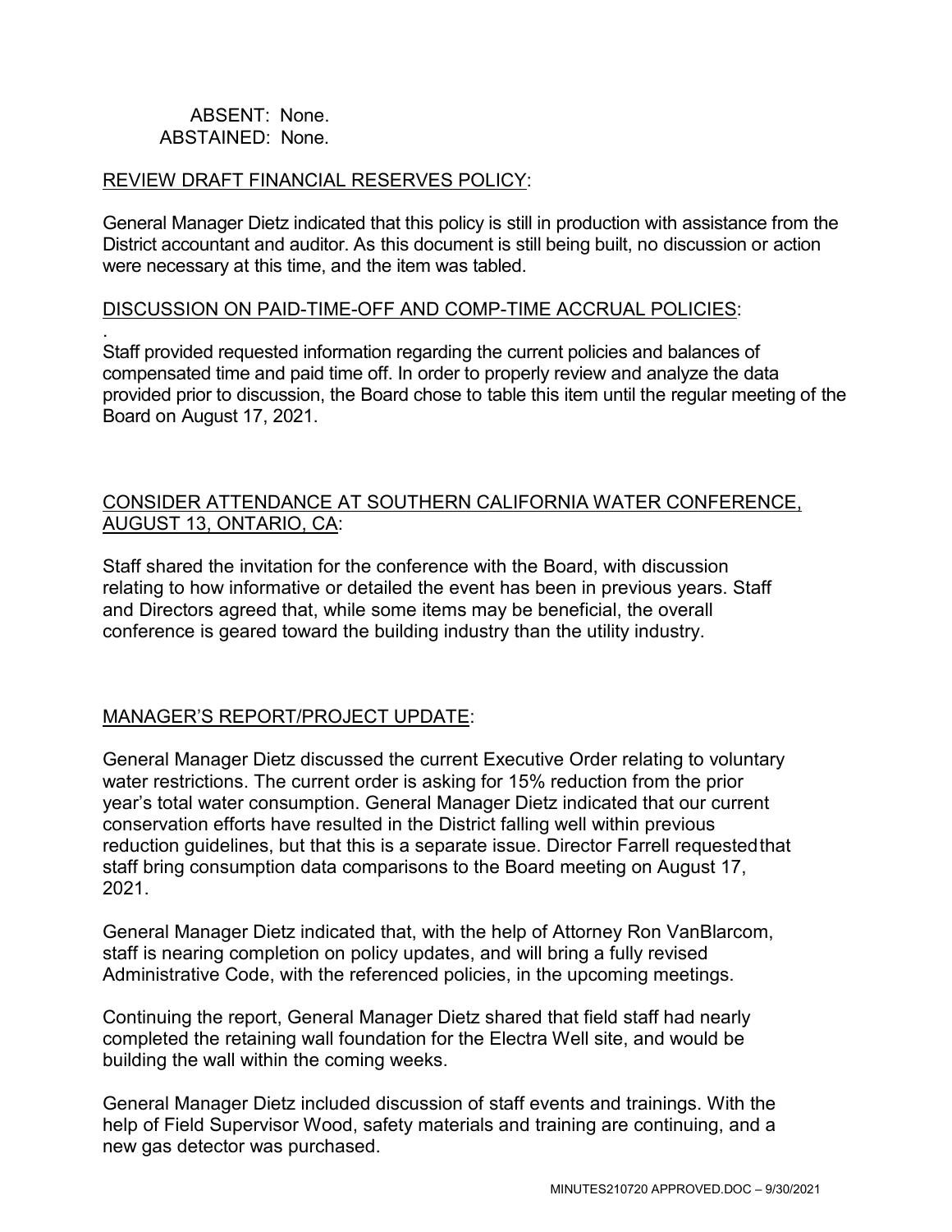ABSENT: None.
ABSTAINED: None.

<u>REVIEW DRAFT FINANCIAL RESERVES POLICY</u>:

General Manager Dietz indicated that this policy is still in production with assistance from the District accountant and auditor. As this document is still being built, no discussion or action were necessary at this time, and the item was tabled.

<u>DISCUSSION ON PAID-TIME-OFF AND COMP-TIME ACCRUAL POLICIES</u>:

.
Staff provided requested information regarding the current policies and balances of compensated time and paid time off. In order to properly review and analyze the data provided prior to discussion, the Board chose to table this item until the regular meeting of the Board on August 17, 2021.

<u>CONSIDER ATTENDANCE AT SOUTHERN CALIFORNIA WATER CONFERENCE, AUGUST 13, ONTARIO, CA</u>:

Staff shared the invitation for the conference with the Board, with discussion relating to how informative or detailed the event has been in previous years. Staff and Directors agreed that, while some items may be beneficial, the overall conference is geared toward the building industry than the utility industry.

<u>MANAGER'S REPORT/PROJECT UPDATE</u>:

General Manager Dietz discussed the current Executive Order relating to voluntary water restrictions. The current order is asking for 15% reduction from the prior year's total water consumption. General Manager Dietz indicated that our current conservation efforts have resulted in the District falling well within previous reduction guidelines, but that this is a separate issue. Director Farrell requested that staff bring consumption data comparisons to the Board meeting on August 17, 2021.

General Manager Dietz indicated that, with the help of Attorney Ron VanBlarcom, staff is nearing completion on policy updates, and will bring a fully revised Administrative Code, with the referenced policies, in the upcoming meetings.

Continuing the report, General Manager Dietz shared that field staff had nearly completed the retaining wall foundation for the Electra Well site, and would be building the wall within the coming weeks.

General Manager Dietz included discussion of staff events and trainings. With the help of Field Supervisor Wood, safety materials and training are continuing, and a new gas detector was purchased.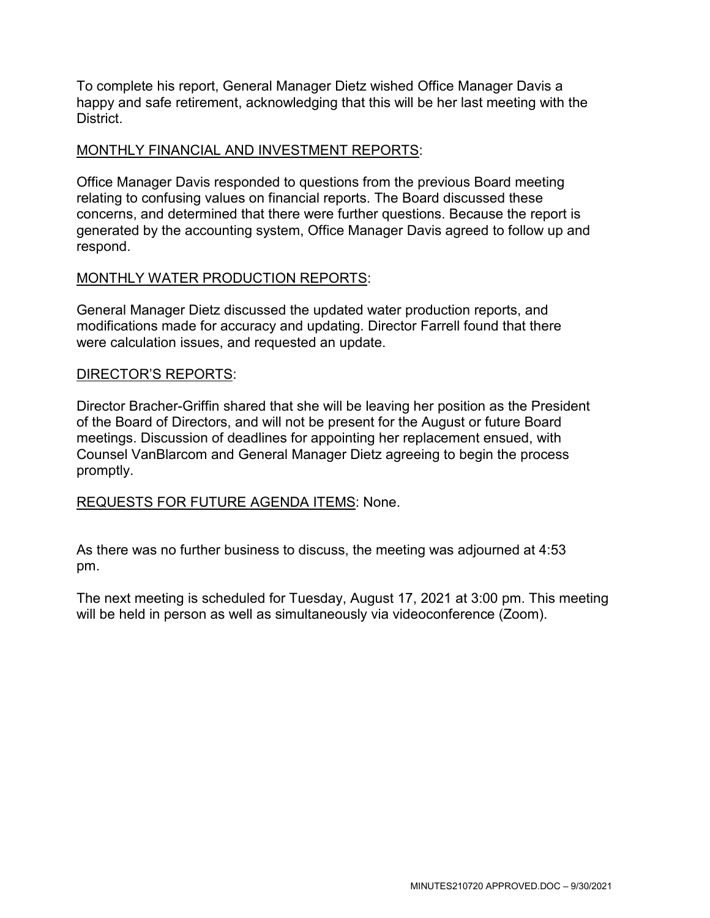To complete his report, General Manager Dietz wished Office Manager Davis a happy and safe retirement, acknowledging that this will be her last meeting with the District.

<u>MONTHLY FINANCIAL AND INVESTMENT REPORTS</u>:

Office Manager Davis responded to questions from the previous Board meeting relating to confusing values on financial reports. The Board discussed these concerns, and determined that there were further questions. Because the report is generated by the accounting system, Office Manager Davis agreed to follow up and respond.

<u>MONTHLY WATER PRODUCTION REPORTS</u>:

General Manager Dietz discussed the updated water production reports, and modifications made for accuracy and updating. Director Farrell found that there were calculation issues, and requested an update.

<u>DIRECTOR'S REPORTS</u>:

Director Bracher-Griffin shared that she will be leaving her position as the President of the Board of Directors, and will not be present for the August or future Board meetings. Discussion of deadlines for appointing her replacement ensued, with Counsel VanBlarcom and General Manager Dietz agreeing to begin the process promptly.

<u>REQUESTS FOR FUTURE AGENDA ITEMS</u>: None.

As there was no further business to discuss, the meeting was adjourned at 4:53 pm.

The next meeting is scheduled for Tuesday, August 17, 2021 at 3:00 pm. This meeting will be held in person as well as simultaneously via videoconference (Zoom).